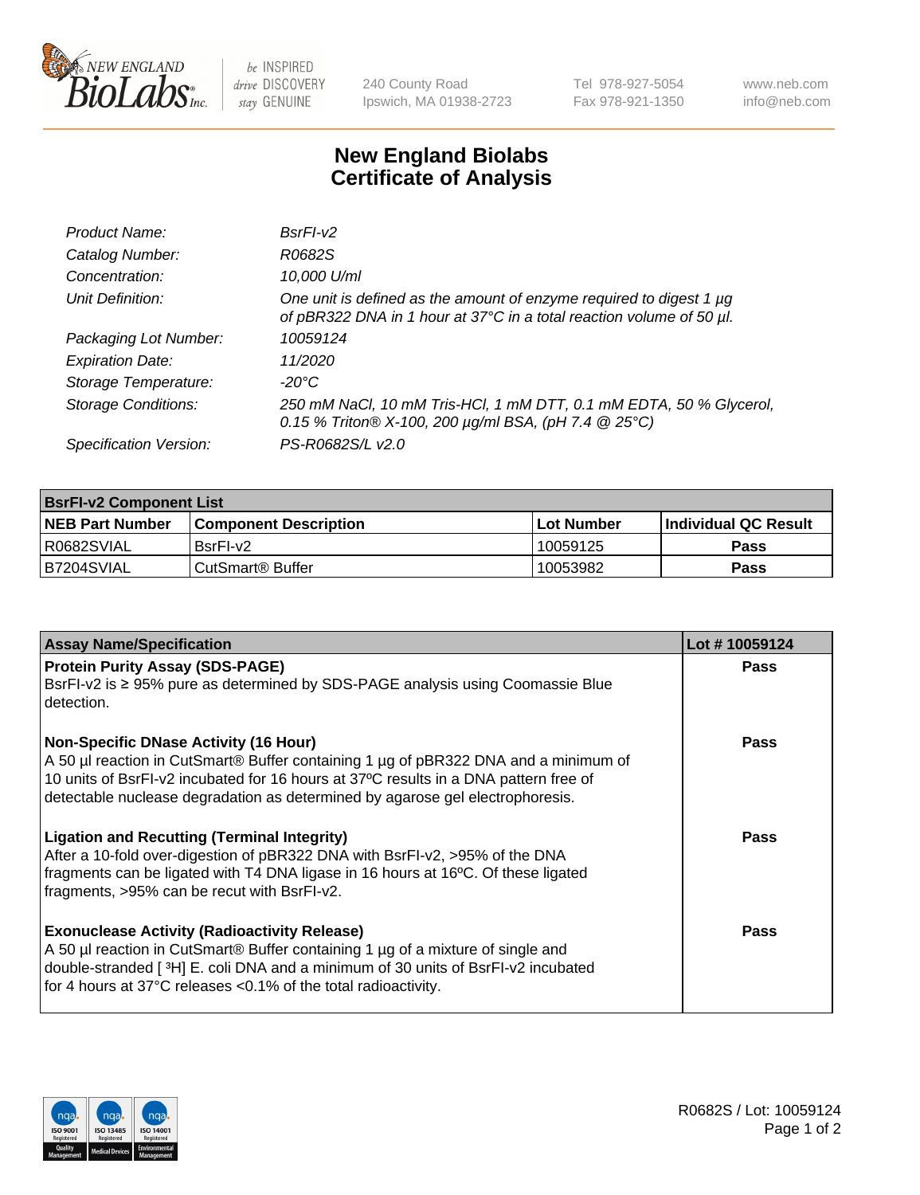New England BioLabs Inc. — be INSPIRED drive DISCOVERY stay GENUINE

240 County Road
Ipswich, MA 01938-2723

Tel 978-927-5054
Fax 978-921-1350

www.neb.com
info@neb.com

# New England Biolabs
# Certificate of Analysis

| | |
|---|---|
| *Product Name:* | *BsrFI-v2* |
| *Catalog Number:* | *R0682S* |
| *Concentration:* | *10,000 U/ml* |
| *Unit Definition:* | *One unit is defined as the amount of enzyme required to digest 1 µg of pBR322 DNA in 1 hour at 37°C in a total reaction volume of 50 µl.* |
| *Packaging Lot Number:* | *10059124* |
| *Expiration Date:* | *11/2020* |
| *Storage Temperature:* | *-20°C* |
| *Storage Conditions:* | *250 mM NaCl, 10 mM Tris-HCl, 1 mM DTT, 0.1 mM EDTA, 50 % Glycerol, 0.15 % Triton® X-100, 200 µg/ml BSA, (pH 7.4 @ 25°C)* |
| *Specification Version:* | *PS-R0682S/L v2.0* |

| **BsrFI-v2 Component List** | | | |
|---|---|---|---|
| **NEB Part Number** | **Component Description** | **Lot Number** | **Individual QC Result** |
| R0682SVIAL | BsrFI-v2 | 10059125 | **Pass** |
| B7204SVIAL | CutSmart® Buffer | 10053982 | **Pass** |

| **Assay Name/Specification** | **Lot # 10059124** |
|---|---|
| **Protein Purity Assay (SDS-PAGE)**<br>BsrFI-v2 is ≥ 95% pure as determined by SDS-PAGE analysis using Coomassie Blue detection. | **Pass** |
| **Non-Specific DNase Activity (16 Hour)**<br>A 50 µl reaction in CutSmart® Buffer containing 1 µg of pBR322 DNA and a minimum of 10 units of BsrFI-v2 incubated for 16 hours at 37ºC results in a DNA pattern free of detectable nuclease degradation as determined by agarose gel electrophoresis. | **Pass** |
| **Ligation and Recutting (Terminal Integrity)**<br>After a 10-fold over-digestion of pBR322 DNA with BsrFI-v2, >95% of the DNA fragments can be ligated with T4 DNA ligase in 16 hours at 16ºC. Of these ligated fragments, >95% can be recut with BsrFI-v2. | **Pass** |
| **Exonuclease Activity (Radioactivity Release)**<br>A 50 µl reaction in CutSmart® Buffer containing 1 µg of a mixture of single and double-stranded [ $^3$H] E. coli DNA and a minimum of 30 units of BsrFI-v2 incubated for 4 hours at 37°C releases <0.1% of the total radioactivity. | **Pass** |

R0682S / Lot: 10059124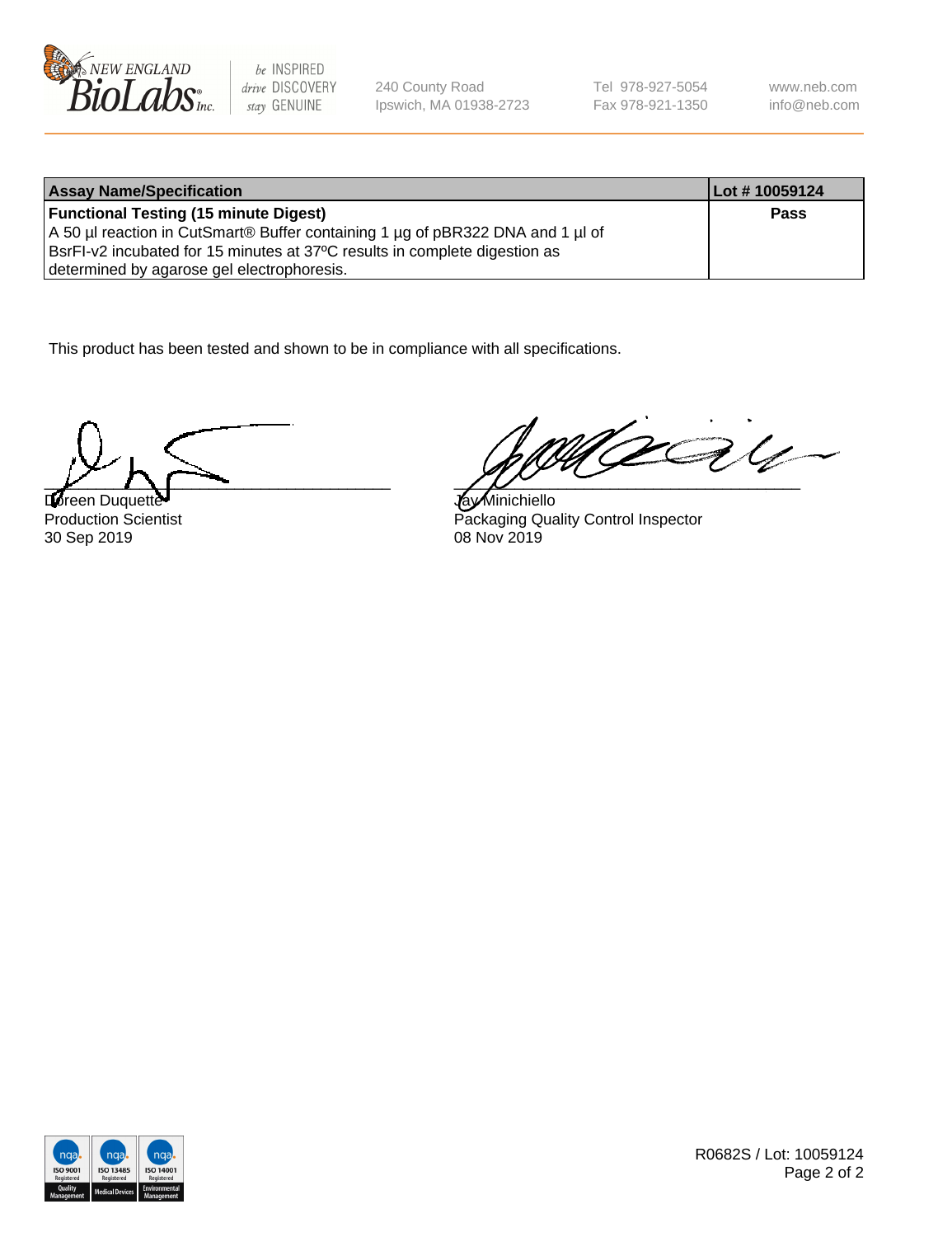| Assay Name/Specification | Lot # 10059124 |
| --- | --- |
| **Functional Testing (15 minute Digest)**<br>A 50 µl reaction in CutSmart® Buffer containing 1 µg of pBR322 DNA and 1 µl of BsrFI-v2 incubated for 15 minutes at 37ºC results in complete digestion as determined by agarose gel electrophoresis. | **Pass** |

This product has been tested and shown to be in compliance with all specifications.

Doreen Duquette
Production Scientist
30 Sep 2019

Jay Minichiello
Packaging Quality Control Inspector
08 Nov 2019

R0682S / Lot: 10059124